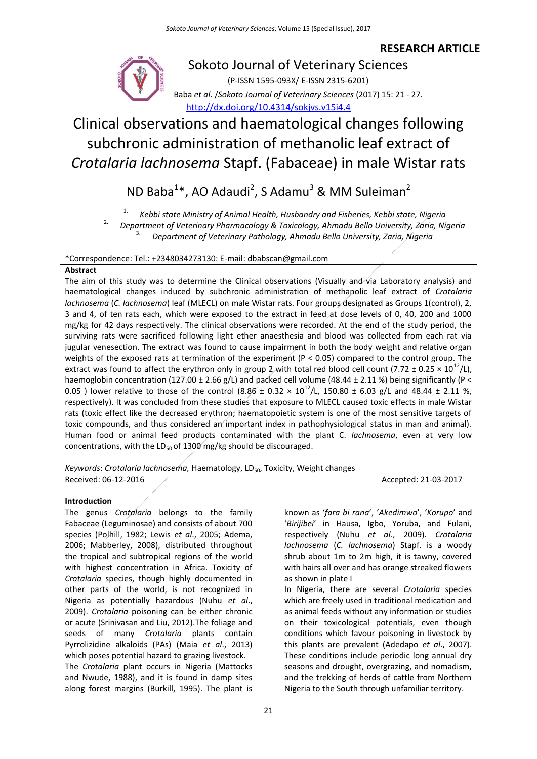RESEARCH ARTICLE

Sokoto Journal of Veterinary Sciences

(P-ISSN 1595-093X/ E-ISSN 2315-6201)

Baba *et al*. /*Sokoto Journal of Veterinary Sciences* (2017) 15: 21 - 27.

http://dx.doi.org/10.4314/sokjvs.v15i4.4

# Clinical observations and haematological changes following subchronic administration of methanolic leaf extract of *Crotalaria lachnosema* Stapf. (Fabaceae) in male Wistar rats

ND Baba[1]*, AO Adaudi[2], S Adamu[3] & MM Suleiman[2]

1. *Kebbi state Ministry of Animal Health, Husbandry and Fisheries, Kebbi state, Nigeria*
2. *Department of Veterinary Pharmacology & Toxicology, Ahmadu Bello University, Zaria, Nigeria*
3. *Department of Veterinary Pathology, Ahmadu Bello University, Zaria, Nigeria*

*Correspondence: Tel.: +2348034273130: E-mail: dbabscan@gmail.com

**Abstract**

The aim of this study was to determine the Clinical observations (Visually and via Laboratory analysis) and haematological changes induced by subchronic administration of methanolic leaf extract of *Crotalaria lachnosema* (*C. lachnosema*) leaf (MLECL) on male Wistar rats. Four groups designated as Groups 1(control), 2, 3 and 4, of ten rats each, which were exposed to the extract in feed at dose levels of 0, 40, 200 and 1000 mg/kg for 42 days respectively. The clinical observations were recorded. At the end of the study period, the surviving rats were sacrificed following light ether anaesthesia and blood was collected from each rat via jugular venesection. The extract was found to cause impairment in both the body weight and relative organ weights of the exposed rats at termination of the experiment ($P < 0.05$) compared to the control group. The extract was found to affect the erythron only in group 2 with total red blood cell count ($7.72 \pm 0.25 \times 10^{12}$/L), haemoglobin concentration (127.00 ± 2.66 g/L) and packed cell volume (48.44 ± 2.11 %) being significantly ($P < 0.05$ ) lower relative to those of the control ($8.86 \pm 0.32 \times 10^{12}$/L, 150.80 ± 6.03 g/L and 48.44 ± 2.11 %, respectively). It was concluded from these studies that exposure to MLECL caused toxic effects in male Wistar rats (toxic effect like the decreased erythron; haematopoietic system is one of the most sensitive targets of toxic compounds, and thus considered an important index in pathophysiological status in man and animal). Human food or animal feed products contaminated with the plant C. *lachnosema*, even at very low concentrations, with the $LD_{50}$ of 1300 mg/kg should be discouraged.

*Keywords*: *Crotalaria lachnosema,* Haematology, $LD_{50}$, Toxicity, Weight changes

Received: 06-12-2016 Accepted: 21-03-2017

## Introduction

The genus *Crotalaria* belongs to the family Fabaceae (Leguminosae) and consists of about 700 species (Polhill, 1982; Lewis *et al*., 2005; Adema, 2006; Mabberley, 2008), distributed throughout the tropical and subtropical regions of the world with highest concentration in Africa. Toxicity of *Crotalaria* species, though highly documented in other parts of the world, is not recognized in Nigeria as potentially hazardous (Nuhu *et al*., 2009). *Crotalaria* poisoning can be either chronic or acute (Srinivasan and Liu, 2012).The foliage and seeds of many *Crotalaria* plants contain Pyrrolizidine alkaloids (PAs) (Maia *et al*., 2013) which poses potential hazard to grazing livestock.

The *Crotalaria* plant occurs in Nigeria (Mattocks and Nwude, 1988), and it is found in damp sites along forest margins (Burkill, 1995). The plant is known as '*fara bi rana*', '*Akedimwo*', '*Korupo*' and '*Birijibei*' in Hausa, Igbo, Yoruba, and Fulani, respectively (Nuhu *et al*., 2009). *Crotalaria lachnosema* (*C. lachnosema*) Stapf. is a woody shrub about 1m to 2m high, it is tawny, covered with hairs all over and has orange streaked flowers as shown in plate I

In Nigeria, there are several *Crotalaria* species which are freely used in traditional medication and as animal feeds without any information or studies on their toxicological potentials, even though conditions which favour poisoning in livestock by this plants are prevalent (Adedapo *et al*., 2007). These conditions include periodic long annual dry seasons and drought, overgrazing, and nomadism, and the trekking of herds of cattle from Northern Nigeria to the South through unfamiliar territory.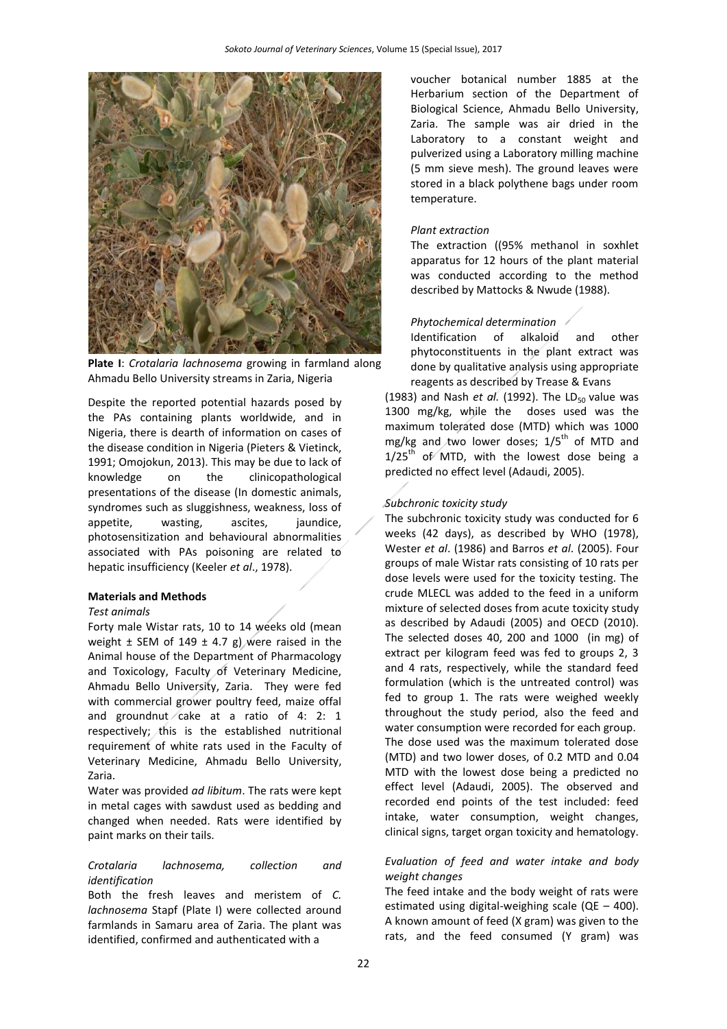**Plate I**: *Crotalaria lachnosema* growing in farmland along Ahmadu Bello University streams in Zaria, Nigeria

Despite the reported potential hazards posed by the PAs containing plants worldwide, and in Nigeria, there is dearth of information on cases of the disease condition in Nigeria (Pieters & Vietinck, 1991; Omojokun, 2013). This may be due to lack of knowledge on the clinicopathological presentations of the disease (In domestic animals, syndromes such as sluggishness, weakness, loss of appetite, wasting, ascites, jaundice, photosensitization and behavioural abnormalities associated with PAs poisoning are related to hepatic insufficiency (Keeler *et al*., 1978).

## Materials and Methods

### *Test animals*

Forty male Wistar rats, 10 to 14 weeks old (mean weight ± SEM of 149 ± 4.7 g) were raised in the Animal house of the Department of Pharmacology and Toxicology, Faculty of Veterinary Medicine, Ahmadu Bello University, Zaria. They were fed with commercial grower poultry feed, maize offal and groundnut cake at a ratio of 4: 2: 1 respectively; this is the established nutritional requirement of white rats used in the Faculty of Veterinary Medicine, Ahmadu Bello University, Zaria.

Water was provided *ad libitum*. The rats were kept in metal cages with sawdust used as bedding and changed when needed. Rats were identified by paint marks on their tails.

### *Crotalaria lachnosema, collection and identification*

Both the fresh leaves and meristem of *C. lachnosema* Stapf (Plate I) were collected around farmlands in Samaru area of Zaria. The plant was identified, confirmed and authenticated with a voucher botanical number 1885 at the Herbarium section of the Department of Biological Science, Ahmadu Bello University, Zaria. The sample was air dried in the Laboratory to a constant weight and pulverized using a Laboratory milling machine (5 mm sieve mesh). The ground leaves were stored in a black polythene bags under room temperature.

### *Plant extraction*

The extraction ((95% methanol in soxhlet apparatus for 12 hours of the plant material was conducted according to the method described by Mattocks & Nwude (1988).

### *Phytochemical determination*

Identification of alkaloid and other phytoconstituents in the plant extract was done by qualitative analysis using appropriate reagents as described by Trease & Evans (1983) and Nash *et al.* (1992). The $LD_{50}$ value was 1300 mg/kg, while the doses used was the maximum tolerated dose (MTD) which was 1000 mg/kg and two lower doses; $1/5^{th}$ of MTD and $1/25^{th}$ of MTD, with the lowest dose being a predicted no effect level (Adaudi, 2005).

### *Subchronic toxicity study*

The subchronic toxicity study was conducted for 6 weeks (42 days), as described by WHO (1978), Wester *et al*. (1986) and Barros *et al*. (2005). Four groups of male Wistar rats consisting of 10 rats per dose levels were used for the toxicity testing. The crude MLECL was added to the feed in a uniform mixture of selected doses from acute toxicity study as described by Adaudi (2005) and OECD (2010). The selected doses 40, 200 and 1000 (in mg) of extract per kilogram feed was fed to groups 2, 3 and 4 rats, respectively, while the standard feed formulation (which is the untreated control) was fed to group 1. The rats were weighed weekly throughout the study period, also the feed and water consumption were recorded for each group.

The dose used was the maximum tolerated dose (MTD) and two lower doses, of 0.2 MTD and 0.04 MTD with the lowest dose being a predicted no effect level (Adaudi, 2005). The observed and recorded end points of the test included: feed intake, water consumption, weight changes, clinical signs, target organ toxicity and hematology.

### *Evaluation of feed and water intake and body weight changes*

The feed intake and the body weight of rats were estimated using digital-weighing scale (QE – 400). A known amount of feed (X gram) was given to the rats, and the feed consumed (Y gram) was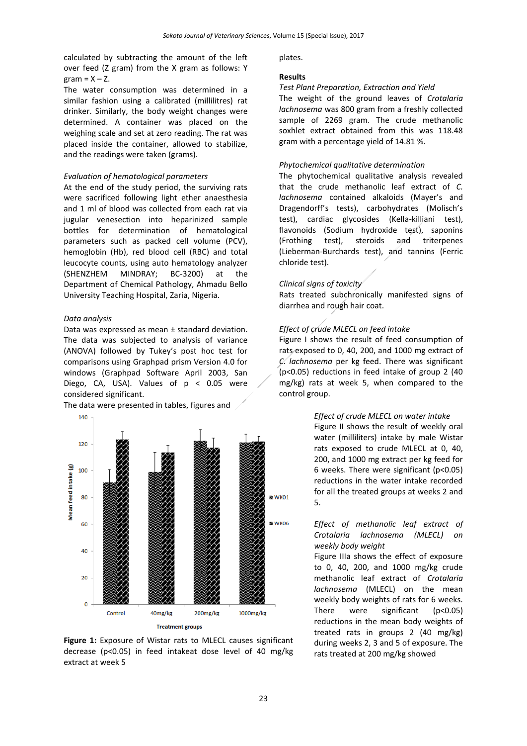calculated by subtracting the amount of the left over feed (Z gram) from the X gram as follows: Y gram = X – Z.

The water consumption was determined in a similar fashion using a calibrated (millilitres) rat drinker. Similarly, the body weight changes were determined. A container was placed on the weighing scale and set at zero reading. The rat was placed inside the container, allowed to stabilize, and the readings were taken (grams).

*Evaluation of hematological parameters*

At the end of the study period, the surviving rats were sacrificed following light ether anaesthesia and 1 ml of blood was collected from each rat via jugular venesection into heparinized sample bottles for determination of hematological parameters such as packed cell volume (PCV), hemoglobin (Hb), red blood cell (RBC) and total leucocyte counts, using auto hematology analyzer (SHENZHEM MINDRAY; BC-3200) at the Department of Chemical Pathology, Ahmadu Bello University Teaching Hospital, Zaria, Nigeria.

*Data analysis*

Data was expressed as mean ± standard deviation. The data was subjected to analysis of variance (ANOVA) followed by Tukey's post hoc test for comparisons using Graphpad prism Version 4.0 for windows (Graphpad Software April 2003, San Diego, CA, USA). Values of $p < 0.05$ were considered significant.

The data were presented in tables, figures and plates.

**Results**

*Test Plant Preparation, Extraction and Yield*

The weight of the ground leaves of *Crotalaria lachnosema* was 800 gram from a freshly collected sample of 2269 gram. The crude methanolic soxhlet extract obtained from this was 118.48 gram with a percentage yield of 14.81 %.

*Phytochemical qualitative determination*

The phytochemical qualitative analysis revealed that the crude methanolic leaf extract of *C. lachnosema* contained alkaloids (Mayer's and Dragendorff's tests), carbohydrates (Molisch's test), cardiac glycosides (Kella-killiani test), flavonoids (Sodium hydroxide test), saponins (Frothing test), steroids and triterpenes (Lieberman-Burchards test), and tannins (Ferric chloride test).

*Clinical signs of toxicity*

Rats treated subchronically manifested signs of diarrhea and rough hair coat.

*Effect of crude MLECL on feed intake*

Figure I shows the result of feed consumption of rats exposed to 0, 40, 200, and 1000 mg extract of *C. lachnosema* per kg feed. There was significant ($p<0.05$) reductions in feed intake of group 2 (40 mg/kg) rats at week 5, when compared to the control group.

**Figure 1:** Exposure of Wistar rats to MLECL causes significant decrease ($p<0.05$) in feed intakeat dose level of 40 mg/kg extract at week 5

*Effect of crude MLECL on water intake*

Figure II shows the result of weekly oral water (milliliters) intake by male Wistar rats exposed to crude MLECL at 0, 40, 200, and 1000 mg extract per kg feed for 6 weeks. There were significant ($p<0.05$) reductions in the water intake recorded for all the treated groups at weeks 2 and 5.

*Effect of methanolic leaf extract of Crotalaria lachnosema (MLECL) on weekly body weight*

Figure IIIa shows the effect of exposure to 0, 40, 200, and 1000 mg/kg crude methanolic leaf extract of *Crotalaria lachnosema* (MLECL) on the mean weekly body weights of rats for 6 weeks. There were significant ($p<0.05$) reductions in the mean body weights of treated rats in groups 2 (40 mg/kg) during weeks 2, 3 and 5 of exposure. The rats treated at 200 mg/kg showed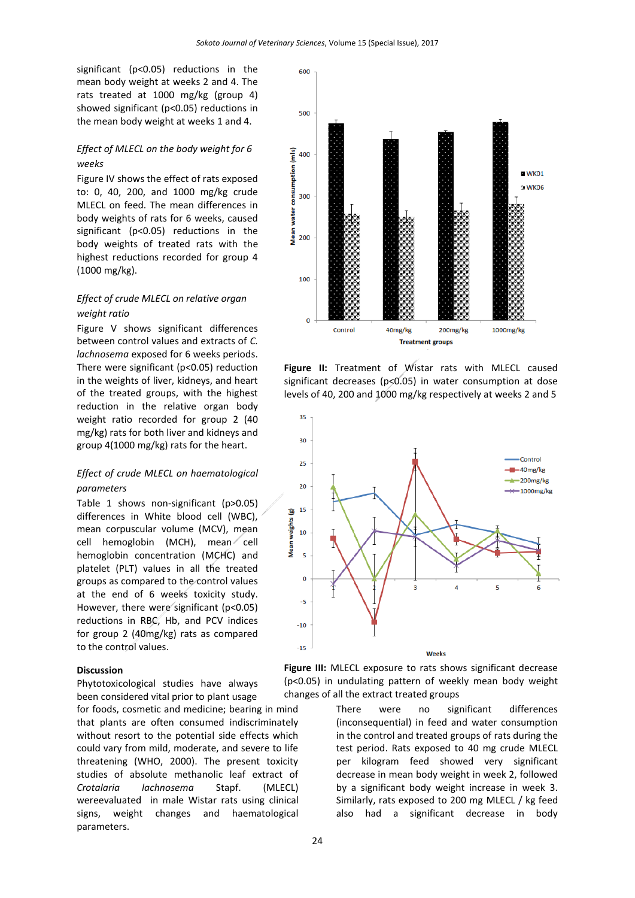significant ($p<0.05$) reductions in the mean body weight at weeks 2 and 4. The rats treated at 1000 mg/kg (group 4) showed significant ($p<0.05$) reductions in the mean body weight at weeks 1 and 4.

*Effect of MLECL on the body weight for 6 weeks*

Figure IV shows the effect of rats exposed to: 0, 40, 200, and 1000 mg/kg crude MLECL on feed. The mean differences in body weights of rats for 6 weeks, caused significant ($p<0.05$) reductions in the body weights of treated rats with the highest reductions recorded for group 4 (1000 mg/kg).

*Effect of crude MLECL on relative organ weight ratio*

Figure V shows significant differences between control values and extracts of *C. lachnosema* exposed for 6 weeks periods. There were significant ($p<0.05$) reduction in the weights of liver, kidneys, and heart of the treated groups, with the highest reduction in the relative organ body weight ratio recorded for group 2 (40 mg/kg) rats for both liver and kidneys and group 4(1000 mg/kg) rats for the heart.

*Effect of crude MLECL on haematological parameters*

Table 1 shows non-significant ($p>0.05$) differences in White blood cell (WBC), mean corpuscular volume (MCV), mean cell hemoglobin (MCH), mean cell hemoglobin concentration (MCHC) and platelet (PLT) values in all the treated groups as compared to the control values at the end of 6 weeks toxicity study. However, there were significant ($p<0.05$) reductions in RBC, Hb, and PCV indices for group 2 (40mg/kg) rats as compared to the control values.

**Figure II:** Treatment of Wistar rats with MLECL caused significant decreases ($p<0.05$) in water consumption at dose levels of 40, 200 and 1000 mg/kg respectively at weeks 2 and 5

**Figure III:** MLECL exposure to rats shows significant decrease ($p<0.05$) in undulating pattern of weekly mean body weight changes of all the extract treated groups

**Discussion**

Phytotoxicological studies have always been considered vital prior to plant usage for foods, cosmetic and medicine; bearing in mind that plants are often consumed indiscriminately without resort to the potential side effects which could vary from mild, moderate, and severe to life threatening (WHO, 2000). The present toxicity studies of absolute methanolic leaf extract of *Crotalaria lachnosema* Stapf. (MLECL) wereevaluated in male Wistar rats using clinical signs, weight changes and haematological parameters.

There were no significant differences (inconsequential) in feed and water consumption in the control and treated groups of rats during the test period. Rats exposed to 40 mg crude MLECL per kilogram feed showed very significant decrease in mean body weight in week 2, followed by a significant body weight increase in week 3. Similarly, rats exposed to 200 mg MLECL / kg feed also had a significant decrease in body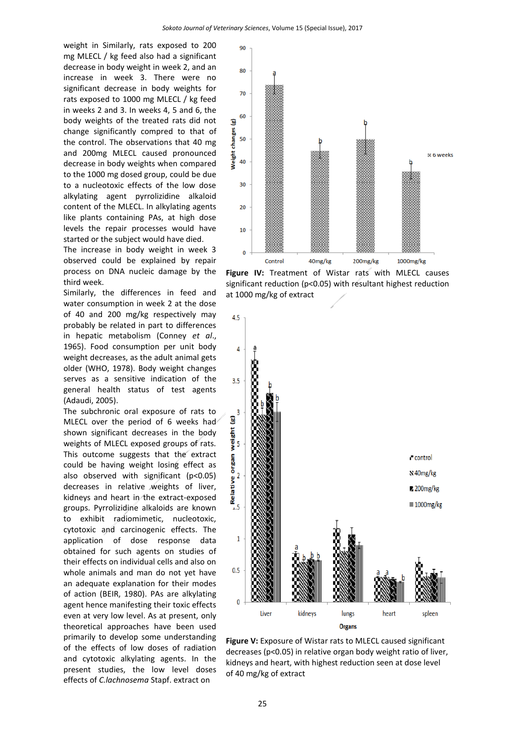weight in Similarly, rats exposed to 200 mg MLECL / kg feed also had a significant decrease in body weight in week 2, and an increase in week 3. There were no significant decrease in body weights for rats exposed to 1000 mg MLECL / kg feed in weeks 2 and 3. In weeks 4, 5 and 6, the body weights of the treated rats did not change significantly compred to that of the control. The observations that 40 mg and 200mg MLECL caused pronounced decrease in body weights when compared to the 1000 mg dosed group, could be due to a nucleotoxic effects of the low dose alkylating agent pyrrolizidine alkaloid content of the MLECL. In alkylating agents like plants containing PAs, at high dose levels the repair processes would have started or the subject would have died.

The increase in body weight in week 3 observed could be explained by repair process on DNA nucleic damage by the third week.

Similarly, the differences in feed and water consumption in week 2 at the dose of 40 and 200 mg/kg respectively may probably be related in part to differences in hepatic metabolism (Conney *et al*., 1965). Food consumption per unit body weight decreases, as the adult animal gets older (WHO, 1978). Body weight changes serves as a sensitive indication of the general health status of test agents (Adaudi, 2005).

The subchronic oral exposure of rats to MLECL over the period of 6 weeks had shown significant decreases in the body weights of MLECL exposed groups of rats. This outcome suggests that the extract could be having weight losing effect as also observed with significant ($p<0.05$) decreases in relative weights of liver, kidneys and heart in the extract-exposed groups. Pyrrolizidine alkaloids are known to exhibit radiomimetic, nucleotoxic, cytotoxic and carcinogenic effects. The application of dose response data obtained for such agents on studies of their effects on individual cells and also on whole animals and man do not yet have an adequate explanation for their modes of action (BEIR, 1980). PAs are alkylating agent hence manifesting their toxic effects even at very low level. As at present, only theoretical approaches have been used primarily to develop some understanding of the effects of low doses of radiation and cytotoxic alkylating agents. In the present studies, the low level doses effects of *C.lachnosema* Stapf. extract on

**Figure IV:** Treatment of Wistar rats with MLECL causes significant reduction ($p<0.05$) with resultant highest reduction at 1000 mg/kg of extract

**Figure V:** Exposure of Wistar rats to MLECL caused significant decreases ($p<0.05$) in relative organ body weight ratio of liver, kidneys and heart, with highest reduction seen at dose level of 40 mg/kg of extract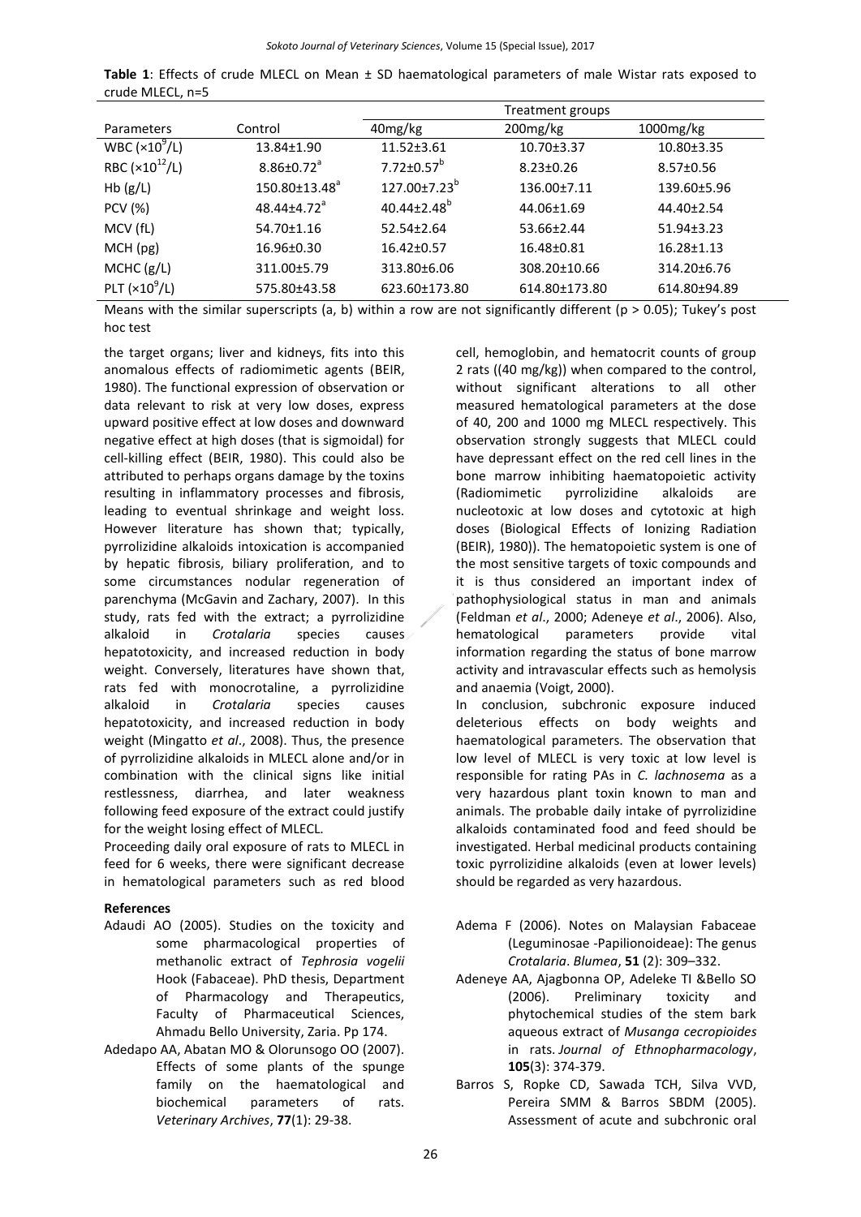**Table 1**: Effects of crude MLECL on Mean ± SD haematological parameters of male Wistar rats exposed to crude MLECL, n=5

| Parameters | Control | Treatment groups | | |
|---|---|---|---|---|
| | | 40mg/kg | 200mg/kg | 1000mg/kg |
| WBC ($\times 10^9$/L) | 13.84±1.90 | 11.52±3.61 | 10.70±3.37 | 10.80±3.35 |
| RBC ($\times 10^{12}$/L) | 8.86±0.72$^a$ | 7.72±0.57$^b$ | 8.23±0.26 | 8.57±0.56 |
| Hb (g/L) | 150.80±13.48$^a$ | 127.00±7.23$^b$ | 136.00±7.11 | 139.60±5.96 |
| PCV (%) | 48.44±4.72$^a$ | 40.44±2.48$^b$ | 44.06±1.69 | 44.40±2.54 |
| MCV (fL) | 54.70±1.16 | 52.54±2.64 | 53.66±2.44 | 51.94±3.23 |
| MCH (pg) | 16.96±0.30 | 16.42±0.57 | 16.48±0.81 | 16.28±1.13 |
| MCHC (g/L) | 311.00±5.79 | 313.80±6.06 | 308.20±10.66 | 314.20±6.76 |
| PLT ($\times 10^9$/L) | 575.80±43.58 | 623.60±173.80 | 614.80±173.80 | 614.80±94.89 |

Means with the similar superscripts (a, b) within a row are not significantly different ($p > 0.05$); Tukey's post hoc test

the target organs; liver and kidneys, fits into this anomalous effects of radiomimetic agents (BEIR, 1980). The functional expression of observation or data relevant to risk at very low doses, express upward positive effect at low doses and downward negative effect at high doses (that is sigmoidal) for cell-killing effect (BEIR, 1980). This could also be attributed to perhaps organs damage by the toxins resulting in inflammatory processes and fibrosis, leading to eventual shrinkage and weight loss. However literature has shown that; typically, pyrrolizidine alkaloids intoxication is accompanied by hepatic fibrosis, biliary proliferation, and to some circumstances nodular regeneration of parenchyma (McGavin and Zachary, 2007). In this study, rats fed with the extract; a pyrrolizidine alkaloid in *Crotalaria* species causes hepatotoxicity, and increased reduction in body weight. Conversely, literatures have shown that, rats fed with monocrotaline, a pyrrolizidine alkaloid in *Crotalaria* species causes hepatotoxicity, and increased reduction in body weight (Mingatto *et al*., 2008). Thus, the presence of pyrrolizidine alkaloids in MLECL alone and/or in combination with the clinical signs like initial restlessness, diarrhea, and later weakness following feed exposure of the extract could justify for the weight losing effect of MLECL.

Proceeding daily oral exposure of rats to MLECL in feed for 6 weeks, there were significant decrease in hematological parameters such as red blood cell, hemoglobin, and hematocrit counts of group 2 rats ((40 mg/kg)) when compared to the control, without significant alterations to all other measured hematological parameters at the dose of 40, 200 and 1000 mg MLECL respectively. This observation strongly suggests that MLECL could have depressant effect on the red cell lines in the bone marrow inhibiting haematopoietic activity (Radiomimetic pyrrolizidine alkaloids are nucleotoxic at low doses and cytotoxic at high doses (Biological Effects of Ionizing Radiation (BEIR), 1980)). The hematopoietic system is one of the most sensitive targets of toxic compounds and it is thus considered an important index of pathophysiological status in man and animals (Feldman *et al*., 2000; Adeneye *et al*., 2006). Also, hematological parameters provide vital information regarding the status of bone marrow activity and intravascular effects such as hemolysis and anaemia (Voigt, 2000).

In conclusion, subchronic exposure induced deleterious effects on body weights and haematological parameters. The observation that low level of MLECL is very toxic at low level is responsible for rating PAs in *C. lachnosema* as a very hazardous plant toxin known to man and animals. The probable daily intake of pyrrolizidine alkaloids contaminated food and feed should be investigated. Herbal medicinal products containing toxic pyrrolizidine alkaloids (even at lower levels) should be regarded as very hazardous.

## References

Adaudi AO (2005). Studies on the toxicity and some pharmacological properties of methanolic extract of *Tephrosia vogelii* Hook (Fabaceae). PhD thesis, Department of Pharmacology and Therapeutics, Faculty of Pharmaceutical Sciences, Ahmadu Bello University, Zaria. Pp 174.

Adedapo AA, Abatan MO & Olorunsogo OO (2007). Effects of some plants of the spunge family on the haematological and biochemical parameters of rats. *Veterinary Archives*, **77**(1): 29-38.

Adema F (2006). Notes on Malaysian Fabaceae (Leguminosae -Papilionoideae): The genus *Crotalaria*. *Blumea*, **51** (2): 309–332.

Adeneye AA, Ajagbonna OP, Adeleke TI &Bello SO (2006). Preliminary toxicity and phytochemical studies of the stem bark aqueous extract of *Musanga cecropioides* in rats. *Journal of Ethnopharmacology*, **105**(3): 374-379.

Barros S, Ropke CD, Sawada TCH, Silva VVD, Pereira SMM & Barros SBDM (2005). Assessment of acute and subchronic oral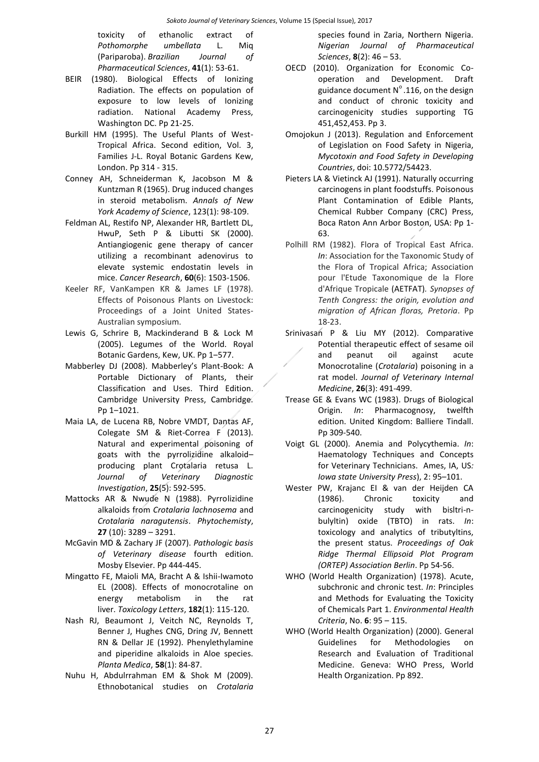toxicity of ethanolic extract of *Pothomorphe umbellata* L. Miq (Pariparoba). *Brazilian Journal of Pharmaceutical Sciences*, **41**(1): 53-61.

BEIR (1980). Biological Effects of Ionizing Radiation. The effects on population of exposure to low levels of Ionizing radiation. National Academy Press, Washington DC. Pp 21-25.

Burkill HM (1995). The Useful Plants of West-Tropical Africa. Second edition, Vol. 3, Families J-L. Royal Botanic Gardens Kew, London. Pp 314 - 315.

Conney AH, Schneiderman K, Jacobson M & Kuntzman R (1965). Drug induced changes in steroid metabolism. *Annals of New York Academy of Science*, 123(1): 98-109.

Feldman AL, Restifo NP, Alexander HR, Bartlett DL, HwuP, Seth P & Libutti SK (2000). Antiangiogenic gene therapy of cancer utilizing a recombinant adenovirus to elevate systemic endostatin levels in mice. *Cancer Research*, **60**(6): 1503-1506.

Keeler RF, VanKampen KR & James LF (1978). Effects of Poisonous Plants on Livestock: Proceedings of a Joint United States-Australian symposium.

Lewis G, Schrire B, Mackinderand B & Lock M (2005). Legumes of the World. Royal Botanic Gardens, Kew, UK. Pp 1–577.

Mabberley DJ (2008). Mabberley's Plant-Book: A Portable Dictionary of Plants, their Classification and Uses. Third Edition. Cambridge University Press, Cambridge. Pp 1–1021.

Maia LA, de Lucena RB, Nobre VMDT, Dantas AF, Colegate SM & Riet-Correa F (2013). Natural and experimental poisoning of goats with the pyrrolizidine alkaloid–producing plant Crotalaria retusa L. *Journal of Veterinary Diagnostic Investigation*, **25**(5): 592-595.

Mattocks AR & Nwude N (1988). Pyrrolizidine alkaloids from *Crotalaria lachnosema* and *Crotalaria naragutensis*. *Phytochemisty*, **27** (10): 3289 – 3291.

McGavin MD & Zachary JF (2007). *Pathologic basis of Veterinary disease* fourth edition. Mosby Elsevier. Pp 444-445.

Mingatto FE, Maioli MA, Bracht A & Ishii-Iwamoto EL (2008). Effects of monocrotaline on energy metabolism in the rat liver. *Toxicology Letters*, **182**(1): 115-120.

Nash RJ, Beaumont J, Veitch NC, Reynolds T, Benner J, Hughes CNG, Dring JV, Bennett RN & Dellar JE (1992). Phenylethylamine and piperidine alkaloids in Aloe species. *Planta Medica*, **58**(1): 84-87.

Nuhu H, Abdulrrahman EM & Shok M (2009). Ethnobotanical studies on *Crotalaria* species found in Zaria, Northern Nigeria. *Nigerian Journal of Pharmaceutical Sciences*, **8**(2): 46 – 53.

OECD (2010). Organization for Economic Co-operation and Development. Draft guidance document N° .116, on the design and conduct of chronic toxicity and carcinogenicity studies supporting TG 451,452,453. Pp 3.

Omojokun J (2013). Regulation and Enforcement of Legislation on Food Safety in Nigeria, *Mycotoxin and Food Safety in Developing Countries*, doi: 10.5772/54423.

Pieters LA & Vietinck AJ (1991). Naturally occurring carcinogens in plant foodstuffs. Poisonous Plant Contamination of Edible Plants, Chemical Rubber Company (CRC) Press, Boca Raton Ann Arbor Boston, USA: Pp 1-63.

Polhill RM (1982). Flora of Tropical East Africa. *In*: Association for the Taxonomic Study of the Flora of Tropical Africa; Association pour l'Etude Taxonomique de la Flore d'Afrique Tropicale (AETFAT). *Synopses of Tenth Congress: the origin, evolution and migration of African floras, Pretoria*. Pp 18-23.

Srinivasan P & Liu MY (2012). Comparative Potential therapeutic effect of sesame oil and peanut oil against acute Monocrotaline (*Crotalaria*) poisoning in a rat model. *Journal of Veterinary Internal Medicine*, **26**(3): 491-499.

Trease GE & Evans WC (1983). Drugs of Biological Origin. *In*: Pharmacognosy, twelfth edition. United Kingdom: Balliere Tindall. Pp 309-540.

Voigt GL (2000). Anemia and Polycythemia. *In*: Haematology Techniques and Concepts for Veterinary Technicians. Ames, IA, US*: Iowa state University Press*), 2: 95–101.

Wester PW, Krajanc EI & van der Heijden CA (1986). Chronic toxicity and carcinogenicity study with bisltri-n-bulyltin) oxide (TBTO) in rats. *In*: toxicology and analytics of tributyltins, the present status. *Proceedings of Oak Ridge Thermal Ellipsoid Plot Program (ORTEP) Association Berlin*. Pp 54-56.

WHO (World Health Organization) (1978). Acute, subchronic and chronic test. *In*: Principles and Methods for Evaluating the Toxicity of Chemicals Part 1. *Environmental Health Criteria*, No. **6**: 95 – 115.

WHO (World Health Organization) (2000). General Guidelines for Methodologies on Research and Evaluation of Traditional Medicine. Geneva: WHO Press, World Health Organization. Pp 892.